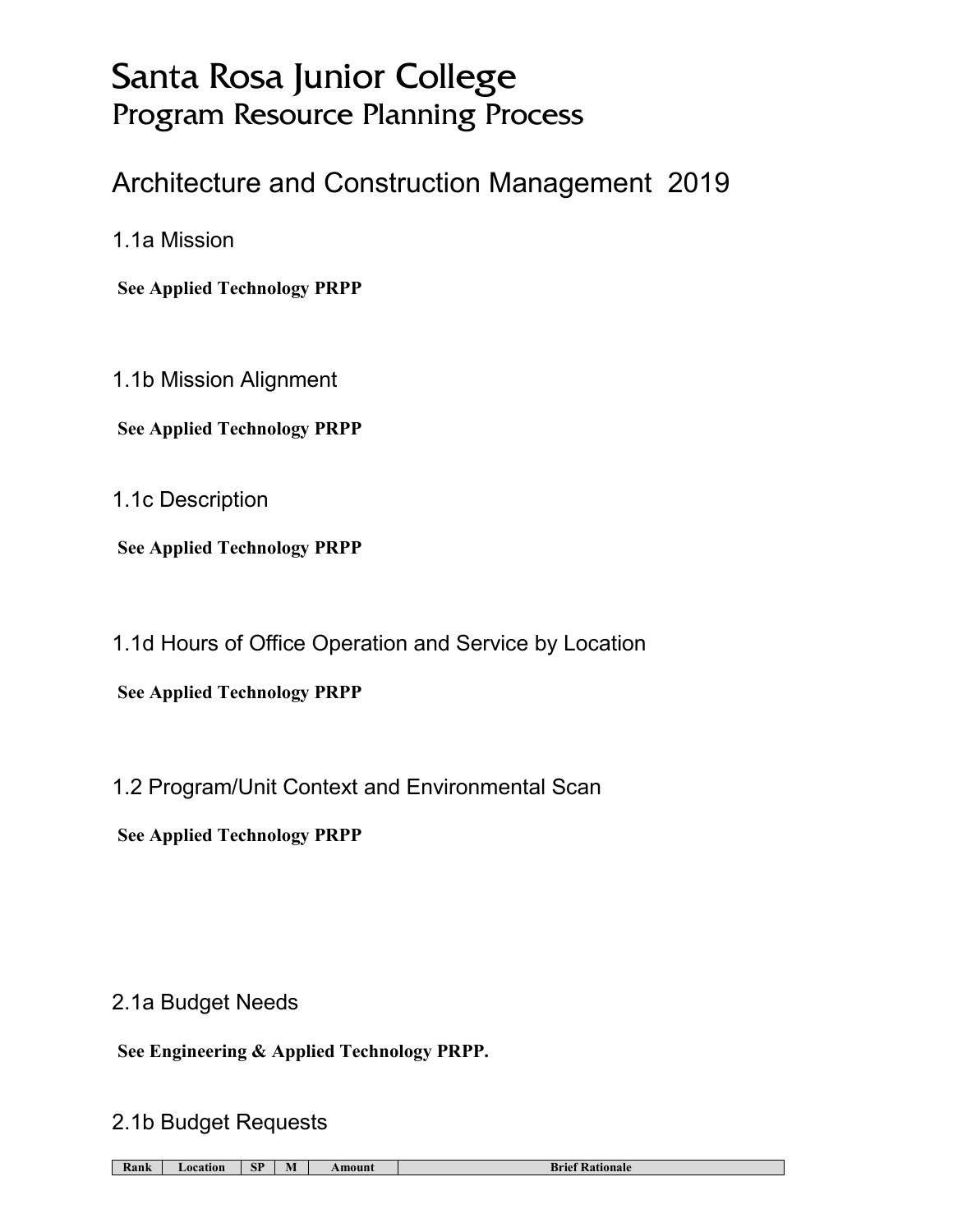# Santa Rosa Junior College
## Program Resource Planning Process

## Architecture and Construction Management 2019

### 1.1a Mission

**See Applied Technology PRPP**

### 1.1b Mission Alignment

**See Applied Technology PRPP**

### 1.1c Description

**See Applied Technology PRPP**

### 1.1d Hours of Office Operation and Service by Location

**See Applied Technology PRPP**

### 1.2 Program/Unit Context and Environmental Scan

**See Applied Technology PRPP**

### 2.1a Budget Needs

**See Engineering & Applied Technology PRPP.**

### 2.1b Budget Requests

| Rank | Location | SP | M | Amount | Brief Rationale |
|---|---|---|---|---|---|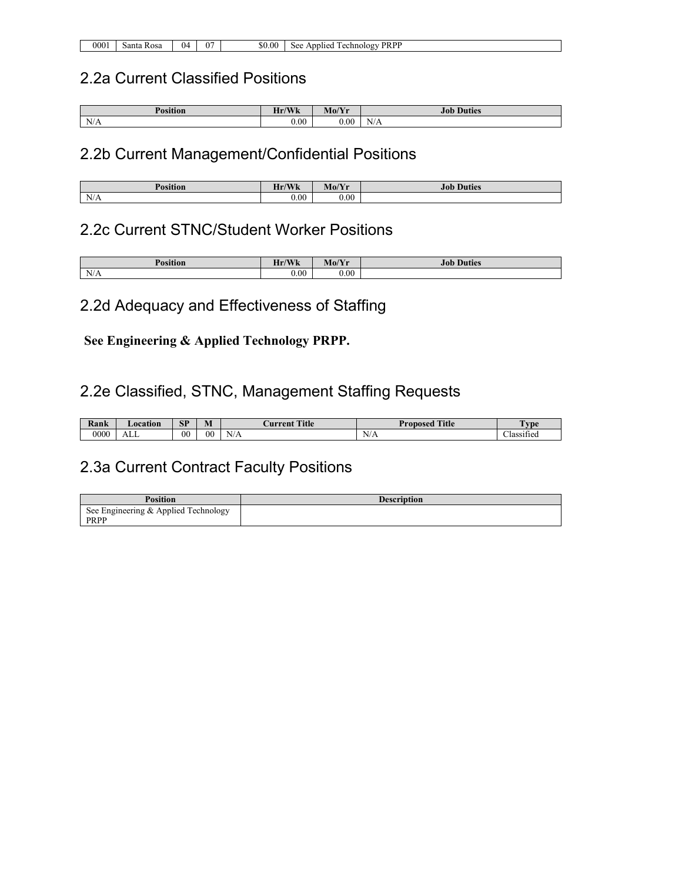| | | | | | |
|---|---|---|---|---|---|
| 0001 | Santa Rosa | 04 | 07 | $0.00 | See Applied Technology PRPP |

## 2.2a Current Classified Positions

| Position | Hr/Wk | Mo/Yr | Job Duties |
|---|---|---|---|
| N/A | 0.00 | 0.00 | N/A |

## 2.2b Current Management/Confidential Positions

| Position | Hr/Wk | Mo/Yr | Job Duties |
|---|---|---|---|
| N/A | 0.00 | 0.00 | |

## 2.2c Current STNC/Student Worker Positions

| Position | Hr/Wk | Mo/Yr | Job Duties |
|---|---|---|---|
| N/A | 0.00 | 0.00 | |

## 2.2d Adequacy and Effectiveness of Staffing

**See Engineering & Applied Technology PRPP.**

## 2.2e Classified, STNC, Management Staffing Requests

| Rank | Location | SP | M | Current Title | Proposed Title | Type |
|---|---|---|---|---|---|---|
| 0000 | ALL | 00 | 00 | N/A | N/A | Classified |

## 2.3a Current Contract Faculty Positions

| Position | Description |
|---|---|
| See Engineering & Applied Technology PRPP | |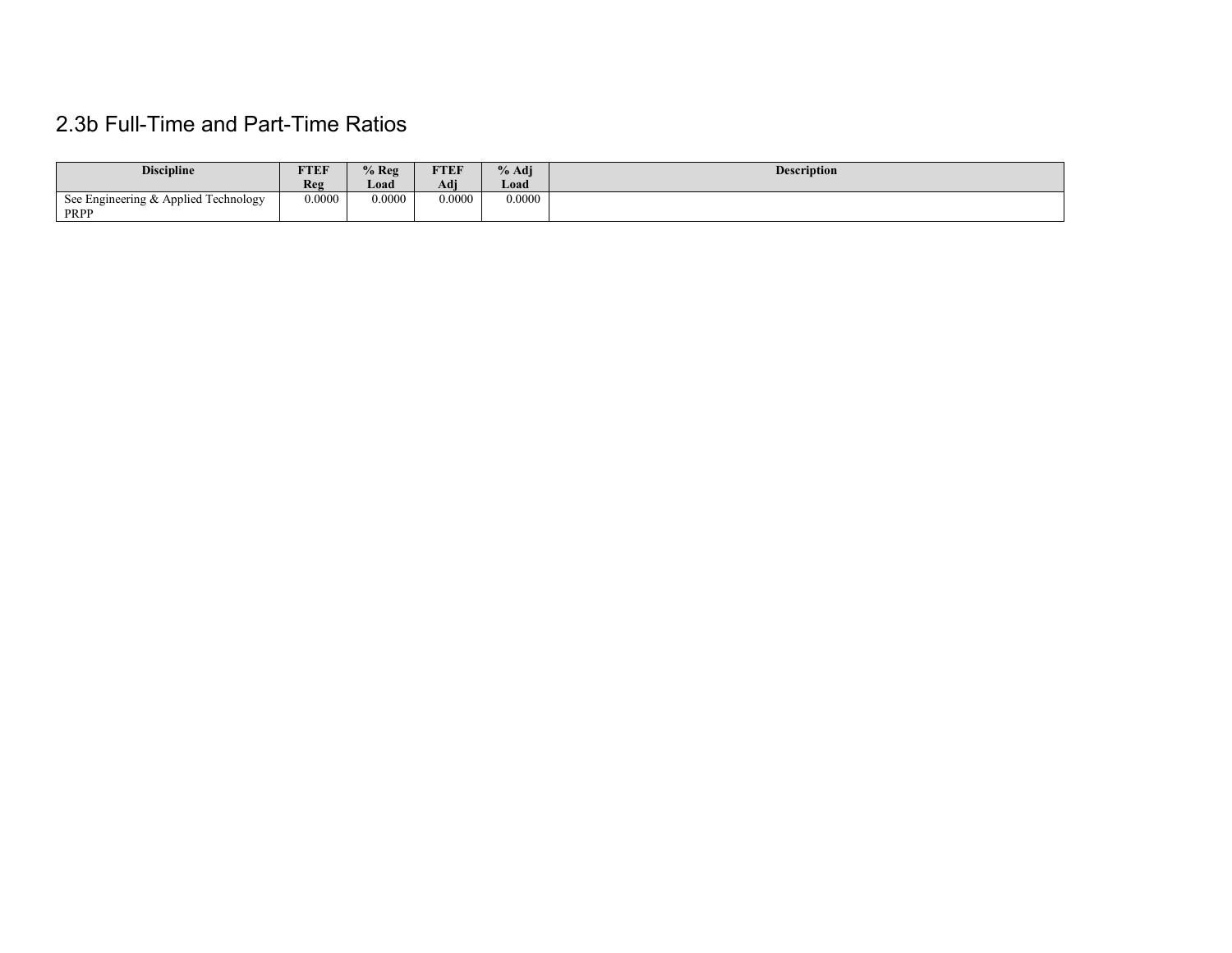## 2.3b Full-Time and Part-Time Ratios

| Discipline | FTEF Reg | % Reg Load | FTEF Adj | % Adj Load | Description |
|---|---|---|---|---|---|
| See Engineering & Applied Technology PRPP | 0.0000 | 0.0000 | 0.0000 | 0.0000 | |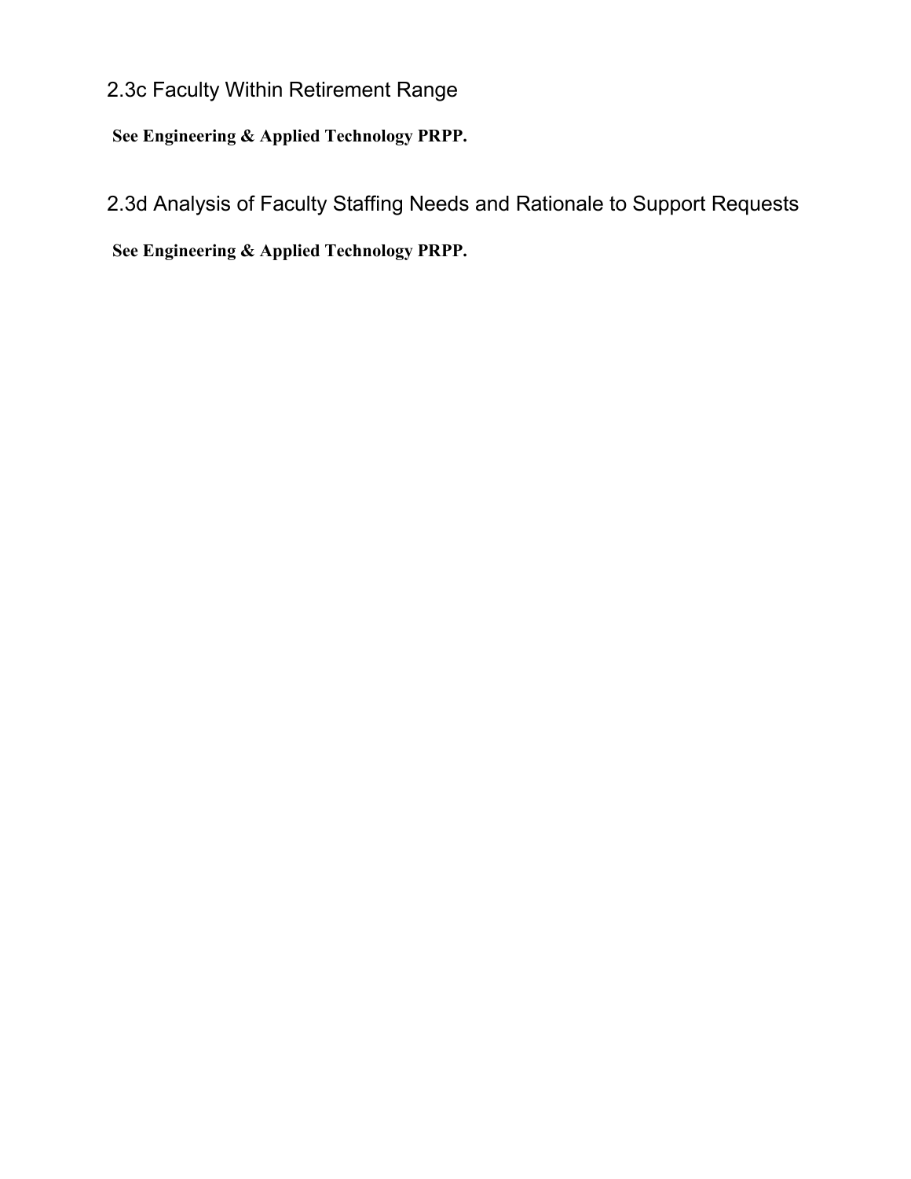### 2.3c Faculty Within Retirement Range

**See Engineering & Applied Technology PRPP.**

### 2.3d Analysis of Faculty Staffing Needs and Rationale to Support Requests

**See Engineering & Applied Technology PRPP.**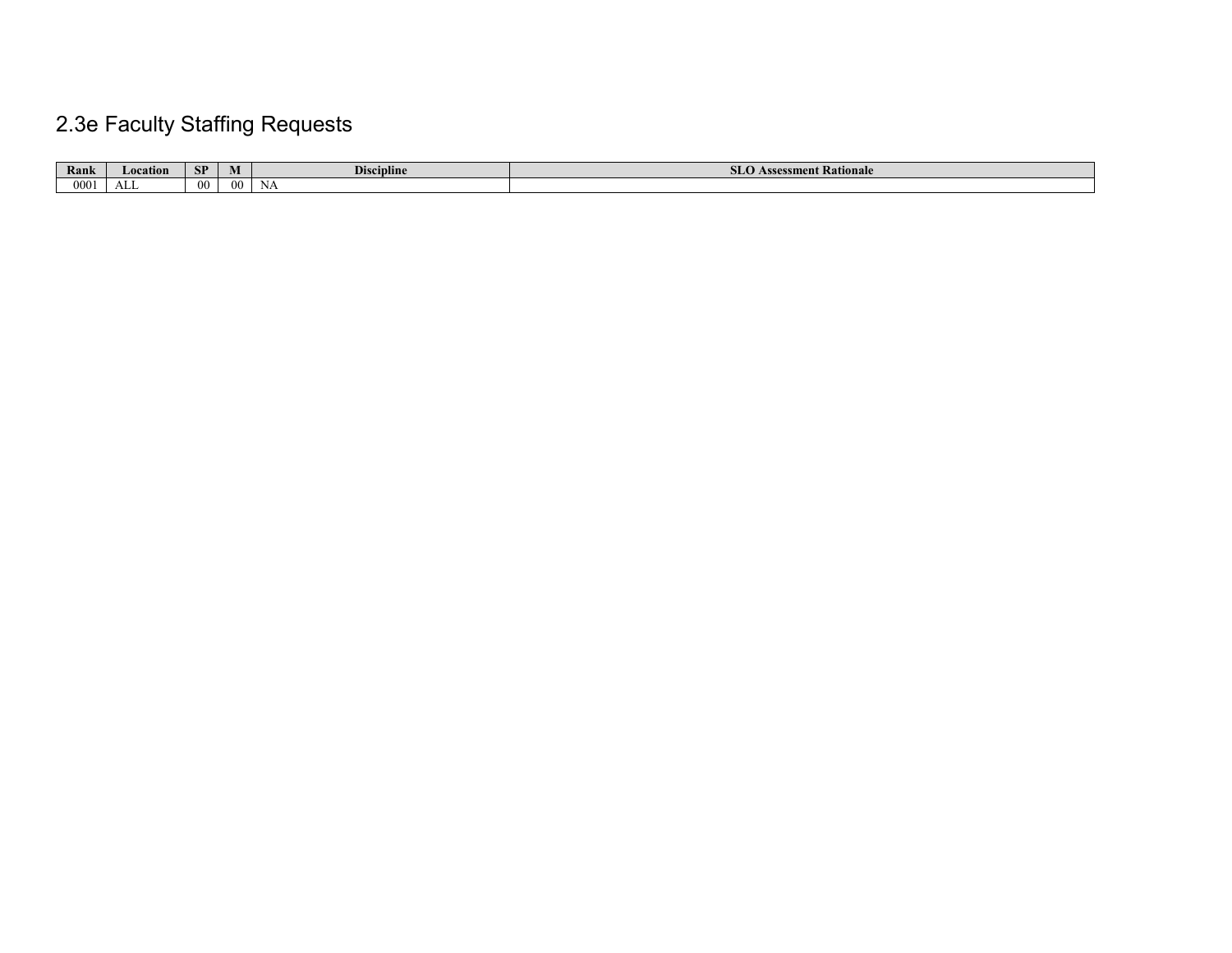## 2.3e Faculty Staffing Requests

| Rank | Location | SP | M | Discipline | SLO Assessment Rationale |
|---|---|---|---|---|---|
| 0001 | ALL | 00 | 00 | NA | |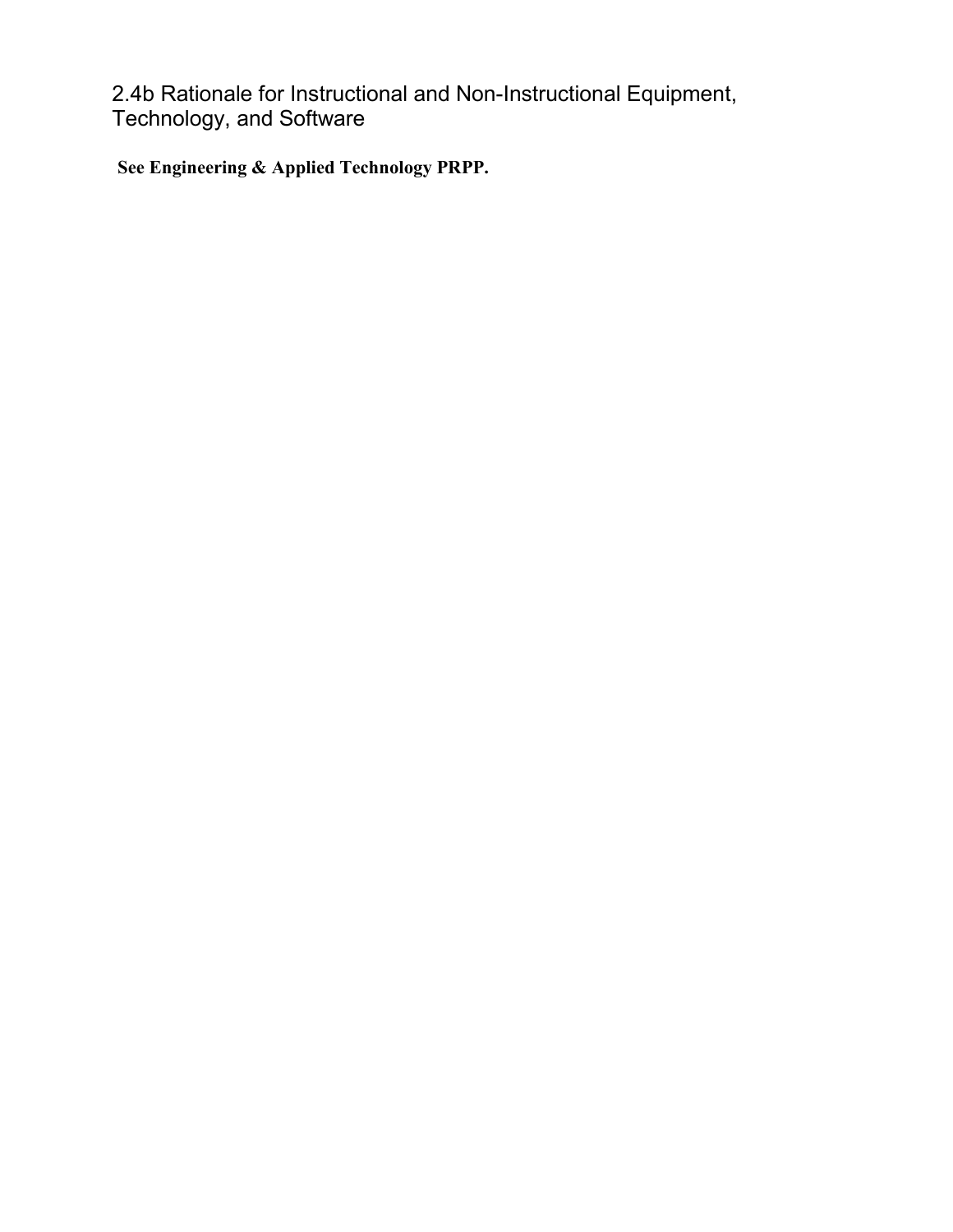## 2.4b Rationale for Instructional and Non-Instructional Equipment, Technology, and Software

**See Engineering & Applied Technology PRPP.**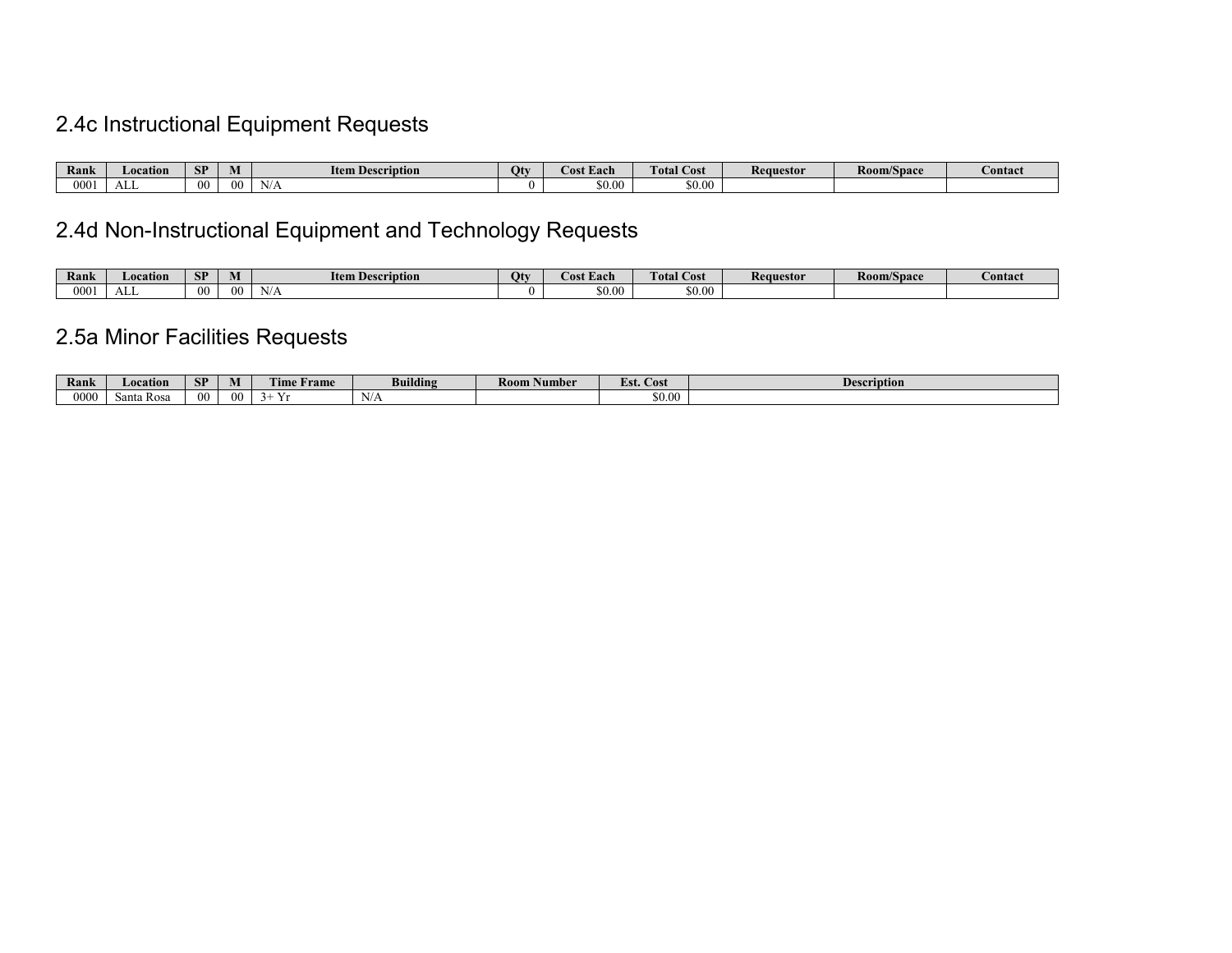## 2.4c Instructional Equipment Requests

| Rank | Location | SP | M | Item Description | Qty | Cost Each | Total Cost | Requestor | Room/Space | Contact |
|---|---|---|---|---|---|---|---|---|---|---|
| 0001 | ALL | 00 | 00 | N/A | 0 | $0.00 | $0.00 | | | |

## 2.4d Non-Instructional Equipment and Technology Requests

| Rank | Location | SP | M | Item Description | Qty | Cost Each | Total Cost | Requestor | Room/Space | Contact |
|---|---|---|---|---|---|---|---|---|---|---|
| 0001 | ALL | 00 | 00 | N/A | 0 | $0.00 | $0.00 | | | |

## 2.5a Minor Facilities Requests

| Rank | Location | SP | M | Time Frame | Building | Room Number | Est. Cost | Description |
|---|---|---|---|---|---|---|---|---|
| 0000 | Santa Rosa | 00 | 00 | 3+ Yr | N/A | | $0.00 | |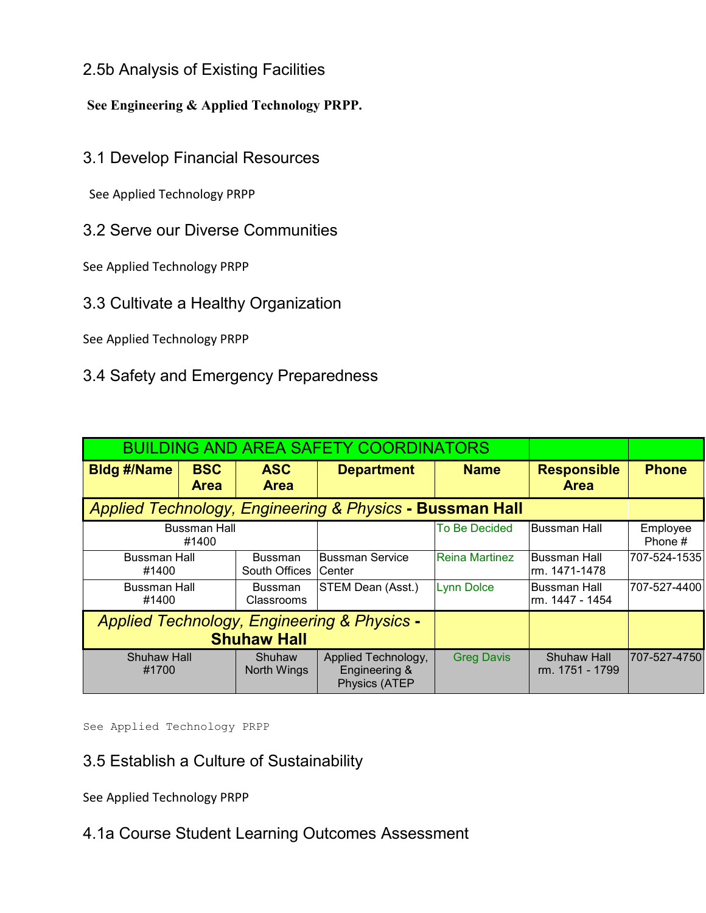## 2.5b Analysis of Existing Facilities

**See Engineering & Applied Technology PRPP.**

## 3.1 Develop Financial Resources

See Applied Technology PRPP

## 3.2 Serve our Diverse Communities

See Applied Technology PRPP

## 3.3 Cultivate a Healthy Organization

See Applied Technology PRPP

## 3.4 Safety and Emergency Preparedness

| BUILDING AND AREA SAFETY COORDINATORS | | | | | | |
|---|---|---|---|---|---|---|
| **Bldg #/Name** | **BSC Area** | **ASC Area** | **Department** | **Name** | **Responsible Area** | **Phone** |
| *Applied Technology, Engineering & Physics* - **Bussman Hall** | | | | | | |
| Bussman Hall #1400 | | | | To Be Decided | Bussman Hall | Employee Phone # |
| Bussman Hall #1400 | | Bussman South Offices | Bussman Service Center | Reina Martinez | Bussman Hall rm. 1471-1478 | 707-524-1535 |
| Bussman Hall #1400 | | Bussman Classrooms | STEM Dean (Asst.) | Lynn Dolce | Bussman Hall rm. 1447 - 1454 | 707-527-4400 |
| *Applied Technology, Engineering & Physics* - **Shuhaw Hall** | | | | | | |
| Shuhaw Hall #1700 | | Shuhaw North Wings | Applied Technology, Engineering & Physics (ATEP | Greg Davis | Shuhaw Hall rm. 1751 - 1799 | 707-527-4750 |

See Applied Technology PRPP

## 3.5 Establish a Culture of Sustainability

See Applied Technology PRPP

## 4.1a Course Student Learning Outcomes Assessment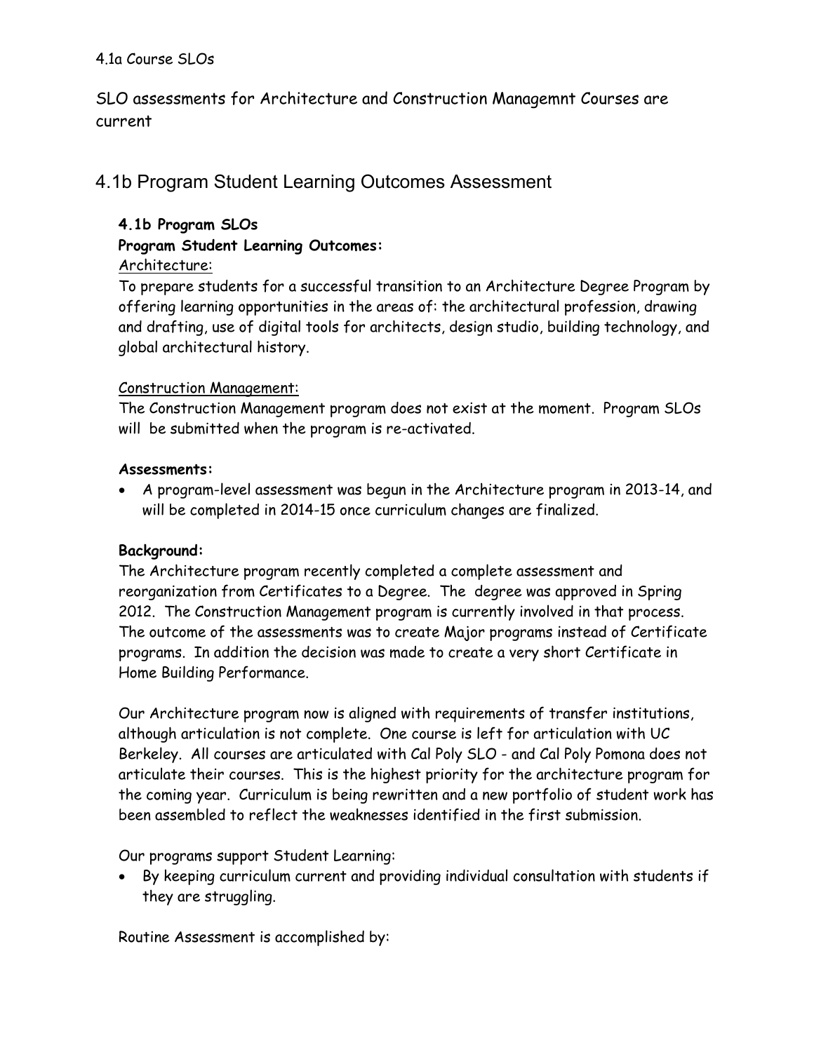4.1a Course SLOs

SLO assessments for Architecture and Construction Managemnt Courses are current

## 4.1b Program Student Learning Outcomes Assessment

### 4.1b Program SLOs

**Program Student Learning Outcomes:**

Architecture:

To prepare students for a successful transition to an Architecture Degree Program by offering learning opportunities in the areas of: the architectural profession, drawing and drafting, use of digital tools for architects, design studio, building technology, and global architectural history.

Construction Management:

The Construction Management program does not exist at the moment. Program SLOs will be submitted when the program is re-activated.

**Assessments:**

- A program-level assessment was begun in the Architecture program in 2013-14, and will be completed in 2014-15 once curriculum changes are finalized.

**Background:**

The Architecture program recently completed a complete assessment and reorganization from Certificates to a Degree. The degree was approved in Spring 2012. The Construction Management program is currently involved in that process. The outcome of the assessments was to create Major programs instead of Certificate programs. In addition the decision was made to create a very short Certificate in Home Building Performance.

Our Architecture program now is aligned with requirements of transfer institutions, although articulation is not complete. One course is left for articulation with UC Berkeley. All courses are articulated with Cal Poly SLO - and Cal Poly Pomona does not articulate their courses. This is the highest priority for the architecture program for the coming year. Curriculum is being rewritten and a new portfolio of student work has been assembled to reflect the weaknesses identified in the first submission.

Our programs support Student Learning:

- By keeping curriculum current and providing individual consultation with students if they are struggling.

Routine Assessment is accomplished by: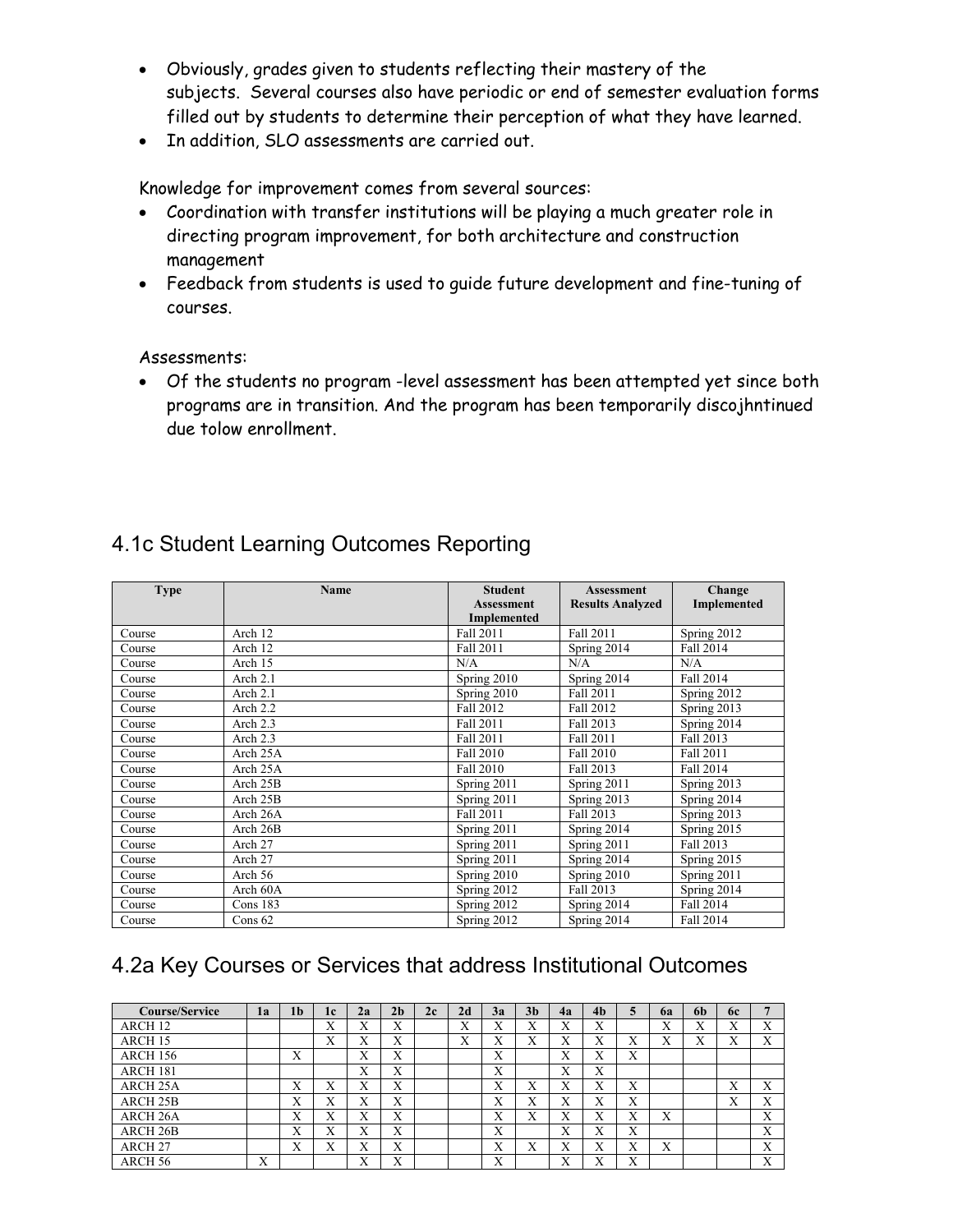- Obviously, grades given to students reflecting their mastery of the subjects. Several courses also have periodic or end of semester evaluation forms filled out by students to determine their perception of what they have learned.
- In addition, SLO assessments are carried out.

Knowledge for improvement comes from several sources:

- Coordination with transfer institutions will be playing a much greater role in directing program improvement, for both architecture and construction management
- Feedback from students is used to guide future development and fine-tuning of courses.

Assessments:

- Of the students no program -level assessment has been attempted yet since both programs are in transition. And the program has been temporarily discojhntinued due tolow enrollment.

## 4.1c Student Learning Outcomes Reporting

| Type | Name | Student Assessment Implemented | Assessment Results Analyzed | Change Implemented |
|---|---|---|---|---|
| Course | Arch 12 | Fall 2011 | Fall 2011 | Spring 2012 |
| Course | Arch 12 | Fall 2011 | Spring 2014 | Fall 2014 |
| Course | Arch 15 | N/A | N/A | N/A |
| Course | Arch 2.1 | Spring 2010 | Spring 2014 | Fall 2014 |
| Course | Arch 2.1 | Spring 2010 | Fall 2011 | Spring 2012 |
| Course | Arch 2.2 | Fall 2012 | Fall 2012 | Spring 2013 |
| Course | Arch 2.3 | Fall 2011 | Fall 2013 | Spring 2014 |
| Course | Arch 2.3 | Fall 2011 | Fall 2011 | Fall 2013 |
| Course | Arch 25A | Fall 2010 | Fall 2010 | Fall 2011 |
| Course | Arch 25A | Fall 2010 | Fall 2013 | Fall 2014 |
| Course | Arch 25B | Spring 2011 | Spring 2011 | Spring 2013 |
| Course | Arch 25B | Spring 2011 | Spring 2013 | Spring 2014 |
| Course | Arch 26A | Fall 2011 | Fall 2013 | Spring 2013 |
| Course | Arch 26B | Spring 2011 | Spring 2014 | Spring 2015 |
| Course | Arch 27 | Spring 2011 | Spring 2011 | Fall 2013 |
| Course | Arch 27 | Spring 2011 | Spring 2014 | Spring 2015 |
| Course | Arch 56 | Spring 2010 | Spring 2010 | Spring 2011 |
| Course | Arch 60A | Spring 2012 | Fall 2013 | Spring 2014 |
| Course | Cons 183 | Spring 2012 | Spring 2014 | Fall 2014 |
| Course | Cons 62 | Spring 2012 | Spring 2014 | Fall 2014 |

## 4.2a Key Courses or Services that address Institutional Outcomes

| Course/Service | 1a | 1b | 1c | 2a | 2b | 2c | 2d | 3a | 3b | 4a | 4b | 5 | 6a | 6b | 6c | 7 |
|---|---|---|---|---|---|---|---|---|---|---|---|---|---|---|---|---|
| ARCH 12 | | | X | X | X | | X | X | X | X | X | | X | X | X | X |
| ARCH 15 | | | X | X | X | | X | X | X | X | X | X | X | X | X | X |
| ARCH 156 | | X | | X | X | | | X | | X | X | X | | | | |
| ARCH 181 | | | | X | X | | | X | | X | X | | | | | |
| ARCH 25A | | X | X | X | X | | | X | X | X | X | X | | | X | X |
| ARCH 25B | | X | X | X | X | | | X | X | X | X | X | | | X | X |
| ARCH 26A | | X | X | X | X | | | X | X | X | X | X | X | | | X |
| ARCH 26B | | X | X | X | X | | | X | | X | X | X | | | | X |
| ARCH 27 | | X | X | X | X | | | X | X | X | X | X | X | | | X |
| ARCH 56 | X | | | X | X | | | X | | X | X | X | | | | X |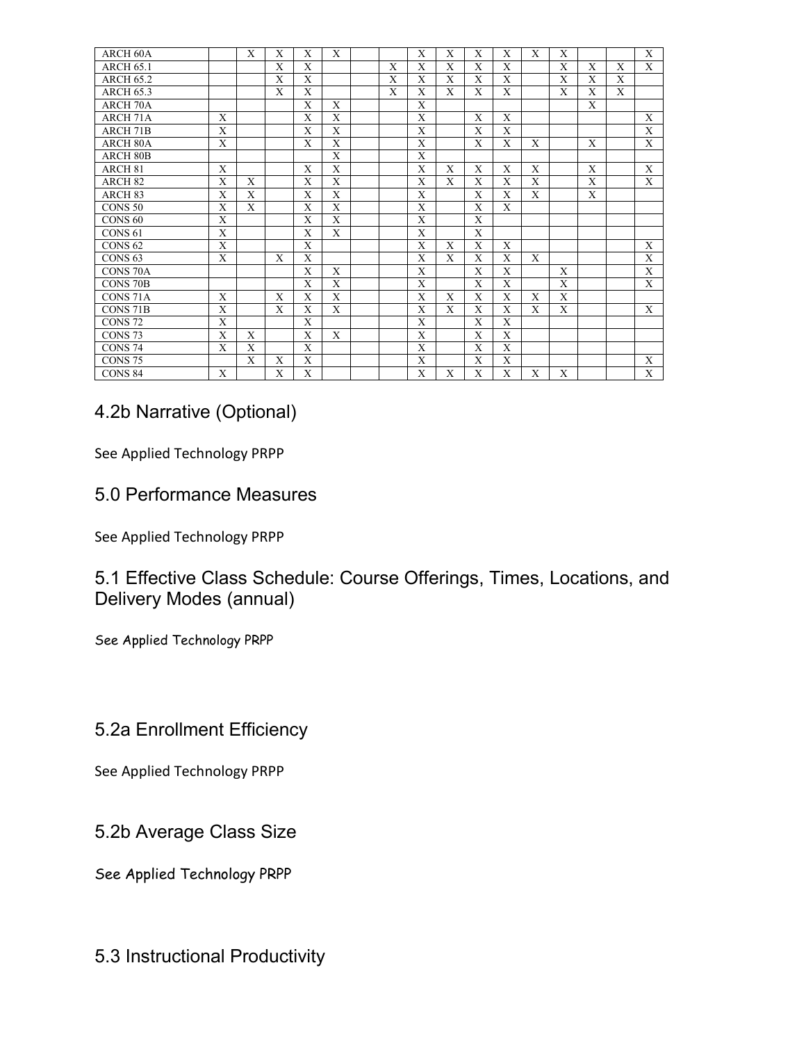| | | | | | | | | | | | | | | | | |
|---|---|---|---|---|---|---|---|---|---|---|---|---|---|---|---|---|
| ARCH 60A | | X | X | X | X | | | X | X | X | X | X | X | | | X |
| ARCH 65.1 | | | X | X | | | X | X | X | X | X | | X | X | X | X |
| ARCH 65.2 | | | X | X | | | X | X | X | X | X | | X | X | X | |
| ARCH 65.3 | | | X | X | | | X | X | X | X | X | | X | X | X | |
| ARCH 70A | | | | X | X | | | X | | | | | | X | | |
| ARCH 71A | X | | | X | X | | | X | | X | X | | | | | X |
| ARCH 71B | X | | | X | X | | | X | | X | X | | | | | X |
| ARCH 80A | X | | | X | X | | | X | | X | X | X | | X | | X |
| ARCH 80B | | | | | X | | | X | | | | | | | | |
| ARCH 81 | X | | | X | X | | | X | X | X | X | X | | X | | X |
| ARCH 82 | X | X | | X | X | | | X | X | X | X | X | | X | | X |
| ARCH 83 | X | X | | X | X | | | X | | X | X | X | | X | | |
| CONS 50 | X | X | | X | X | | | X | | X | X | | | | | |
| CONS 60 | X | | | X | X | | | X | | X | | | | | | |
| CONS 61 | X | | | X | X | | | X | | X | | | | | | |
| CONS 62 | X | | | X | | | | X | X | X | X | | | | | X |
| CONS 63 | X | | X | X | | | | X | X | X | X | X | | | | X |
| CONS 70A | | | | X | X | | | X | | X | X | | X | | | X |
| CONS 70B | | | | X | X | | | X | | X | X | | X | | | X |
| CONS 71A | X | | X | X | X | | | X | X | X | X | X | X | | | |
| CONS 71B | X | | X | X | X | | | X | X | X | X | X | X | | | X |
| CONS 72 | X | | | X | | | | X | | X | X | | | | | |
| CONS 73 | X | X | | X | X | | | X | | X | X | | | | | |
| CONS 74 | X | X | | X | | | | X | | X | X | | | | | |
| CONS 75 | | X | X | X | | | | X | | X | X | | | | | X |
| CONS 84 | X | | X | X | | | | X | X | X | X | X | X | | | X |

## 4.2b Narrative (Optional)

See Applied Technology PRPP

## 5.0 Performance Measures

See Applied Technology PRPP

## 5.1 Effective Class Schedule: Course Offerings, Times, Locations, and Delivery Modes (annual)

See Applied Technology PRPP

## 5.2a Enrollment Efficiency

See Applied Technology PRPP

## 5.2b Average Class Size

See Applied Technology PRPP

## 5.3 Instructional Productivity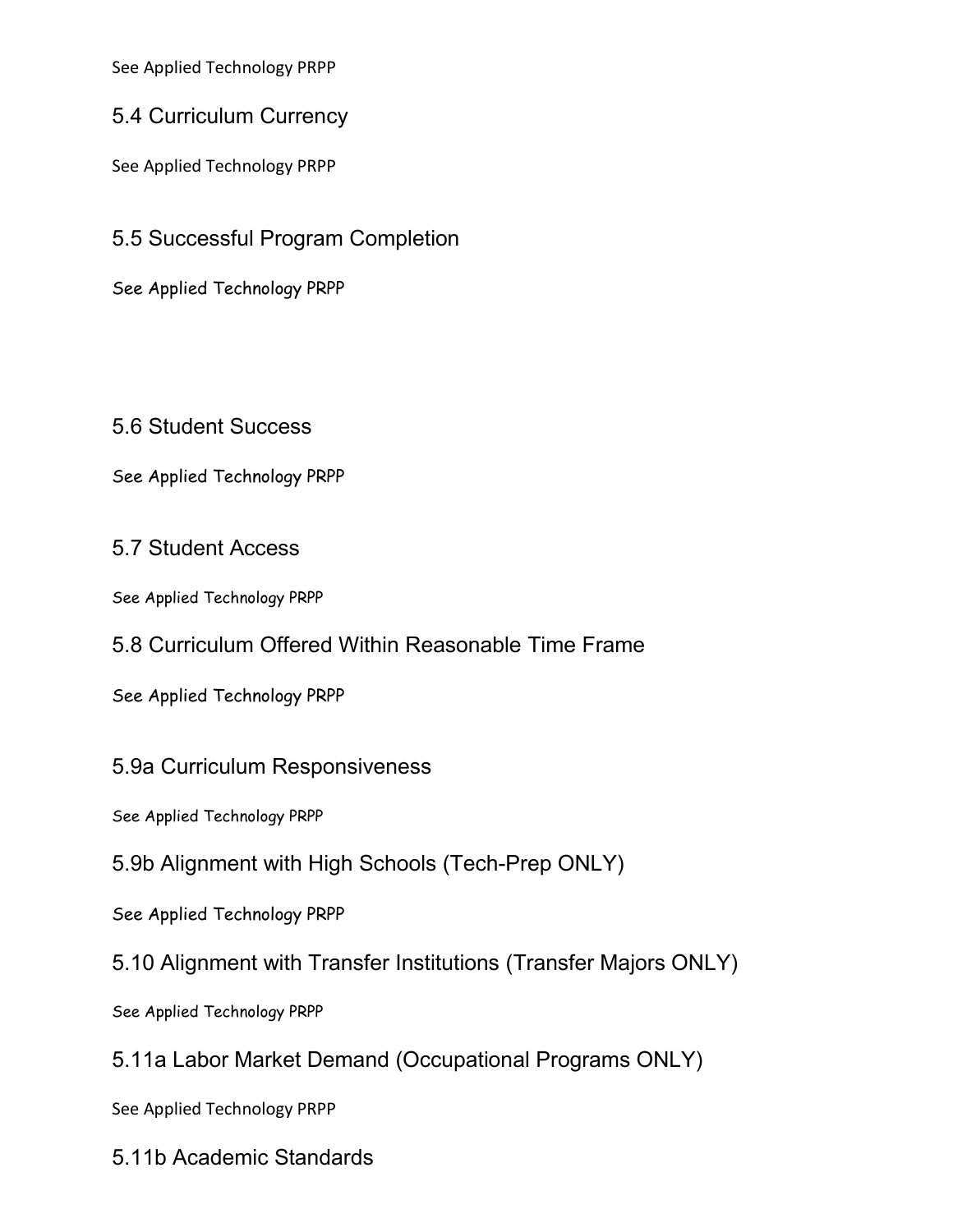See Applied Technology PRPP

## 5.4 Curriculum Currency

See Applied Technology PRPP

## 5.5 Successful Program Completion

See Applied Technology PRPP

## 5.6 Student Success

See Applied Technology PRPP

## 5.7 Student Access

See Applied Technology PRPP

## 5.8 Curriculum Offered Within Reasonable Time Frame

See Applied Technology PRPP

## 5.9a Curriculum Responsiveness

See Applied Technology PRPP

## 5.9b Alignment with High Schools (Tech-Prep ONLY)

See Applied Technology PRPP

## 5.10 Alignment with Transfer Institutions (Transfer Majors ONLY)

See Applied Technology PRPP

## 5.11a Labor Market Demand (Occupational Programs ONLY)

See Applied Technology PRPP

## 5.11b Academic Standards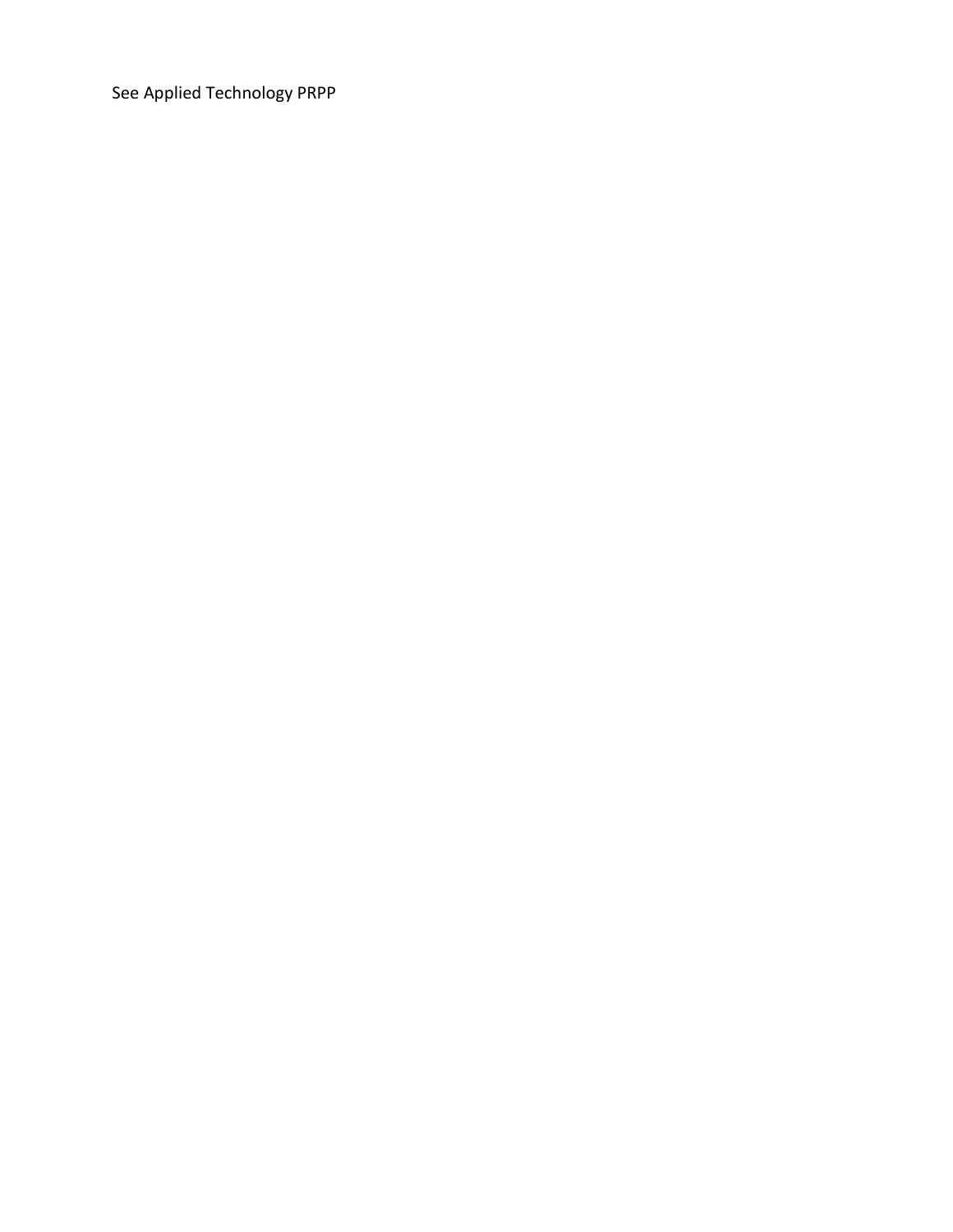See Applied Technology PRPP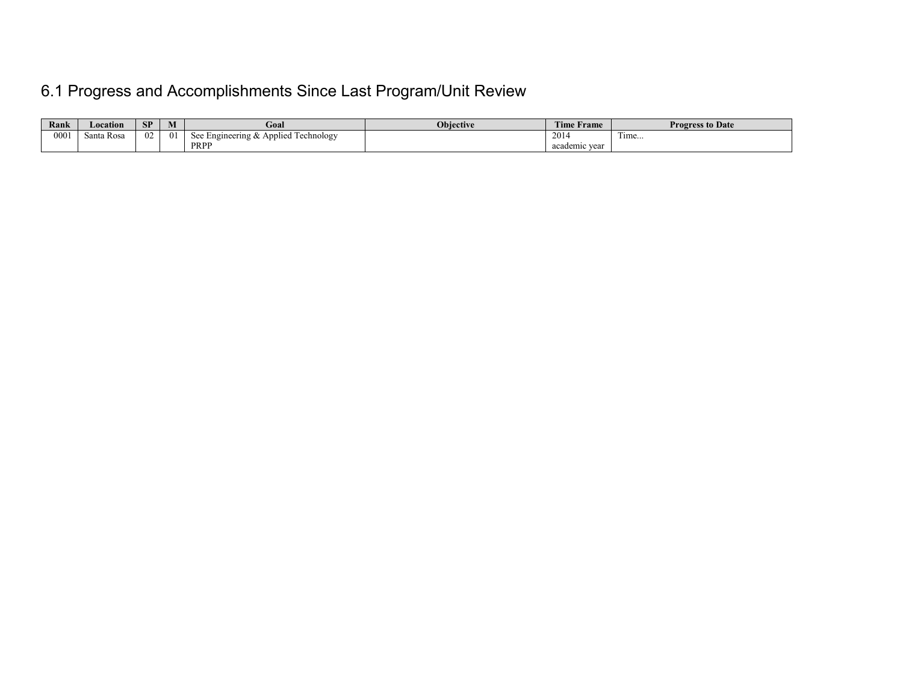## 6.1 Progress and Accomplishments Since Last Program/Unit Review

| Rank | Location | SP | M | Goal | Objective | Time Frame | Progress to Date |
|---|---|---|---|---|---|---|---|
| 0001 | Santa Rosa | 02 | 01 | See Engineering & Applied Technology PRPP | | 2014 academic year | Time... |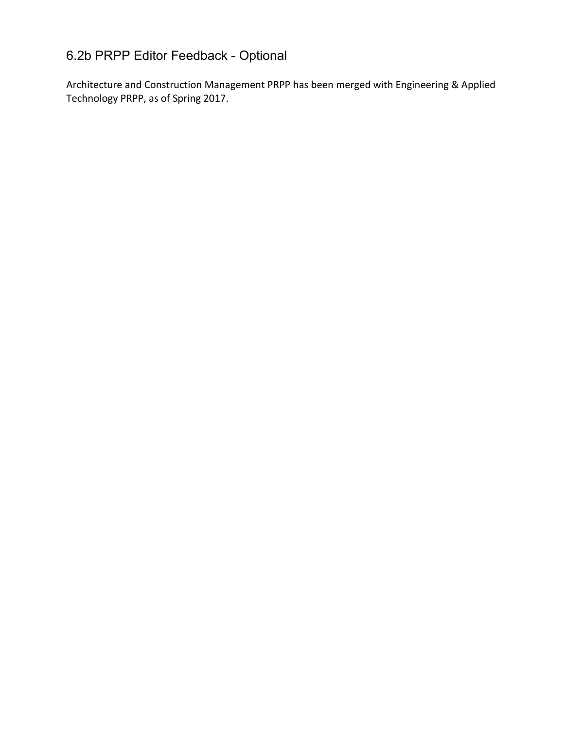## 6.2b PRPP Editor Feedback - Optional

Architecture and Construction Management PRPP has been merged with Engineering & Applied Technology PRPP, as of Spring 2017.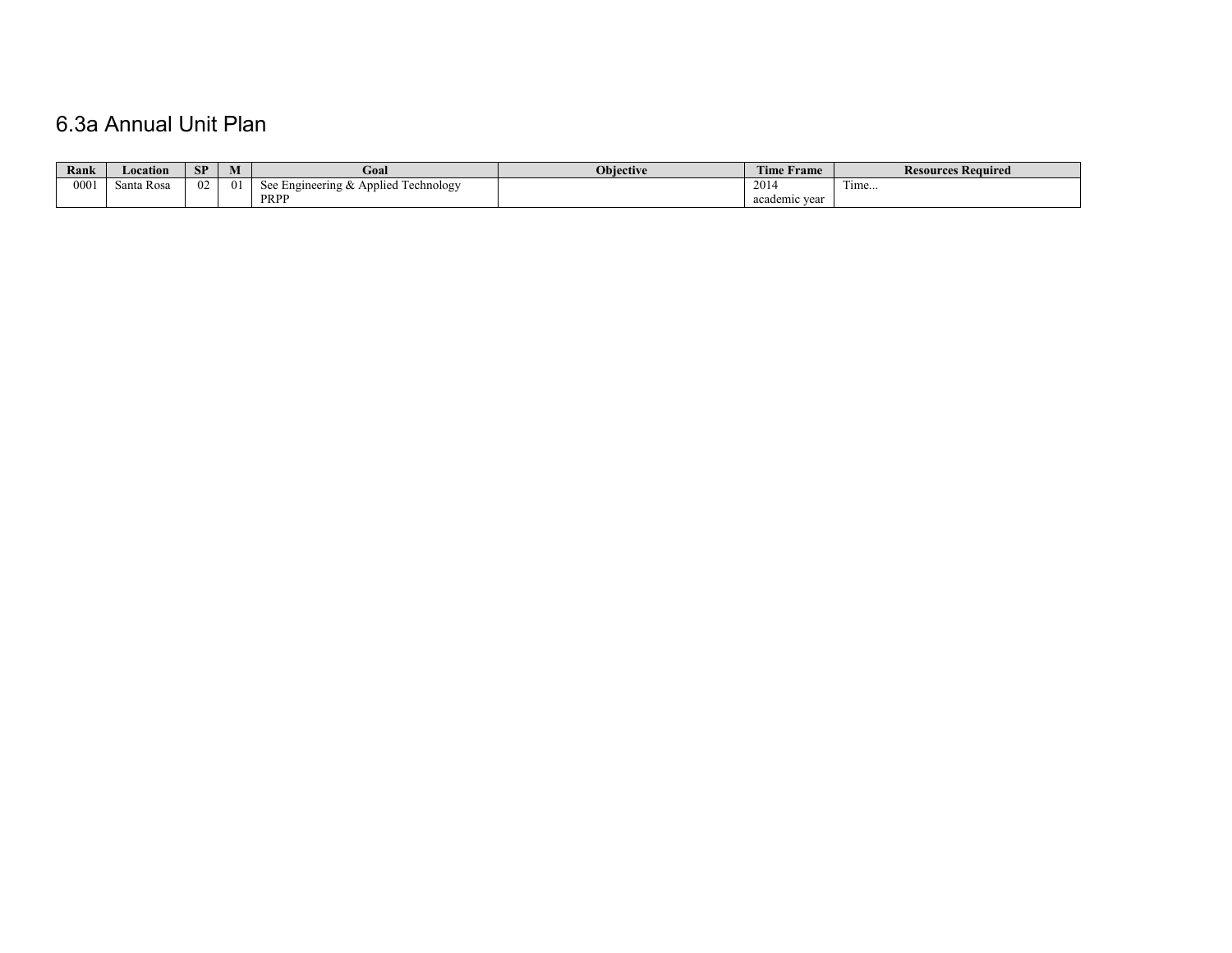# 6.3a Annual Unit Plan

| Rank | Location | SP | M | Goal | Objective | Time Frame | Resources Required |
|---|---|---|---|---|---|---|---|
| 0001 | Santa Rosa | 02 | 01 | See Engineering & Applied Technology PRPP | | 2014 academic year | Time... |